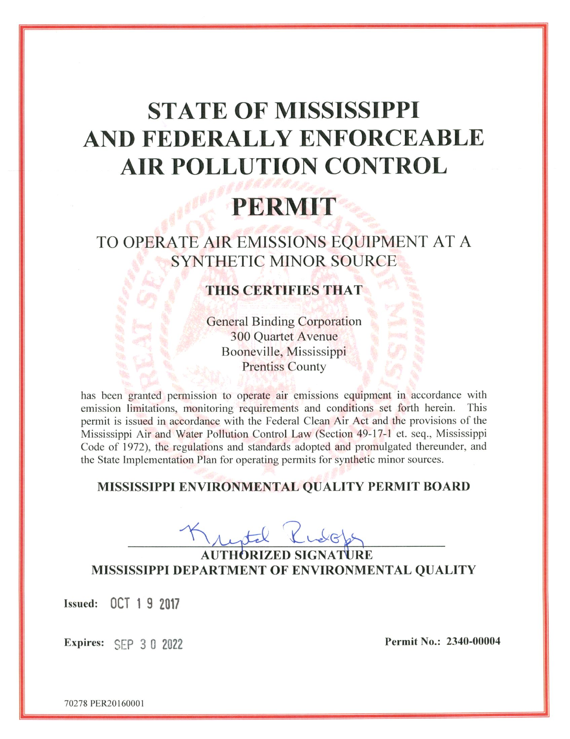# STATE OF MISSISSIPPI AND FEDERALLY ENFORCEABLE AIR POLLUTION CONTROL

# PERMIT

## TO OPERATE AIR EMISSIONS EQUIPMENT AT A SYNTHETIC MINOR SOURCE

### THIS CERTIFIES THAT

General Binding Corporation
300 Quartet Avenue
Booneville, Mississippi
Prentiss County

has been granted permission to operate air emissions equipment in accordance with emission limitations, monitoring requirements and conditions set forth herein. This permit is issued in accordance with the Federal Clean Air Act and the provisions of the Mississippi Air and Water Pollution Control Law (Section 49-17-1 et. seq., Mississippi Code of 1972), the regulations and standards adopted and promulgated thereunder, and the State Implementation Plan for operating permits for synthetic minor sources.

**MISSISSIPPI ENVIRONMENTAL QUALITY PERMIT BOARD**

Krystal Rudolph

**AUTHORIZED SIGNATURE**
**MISSISSIPPI DEPARTMENT OF ENVIRONMENTAL QUALITY**

**Issued:** OCT 1 9 2017

**Expires:** SEP 3 0 2022

**Permit No.: 2340-00004**

70278 PER20160001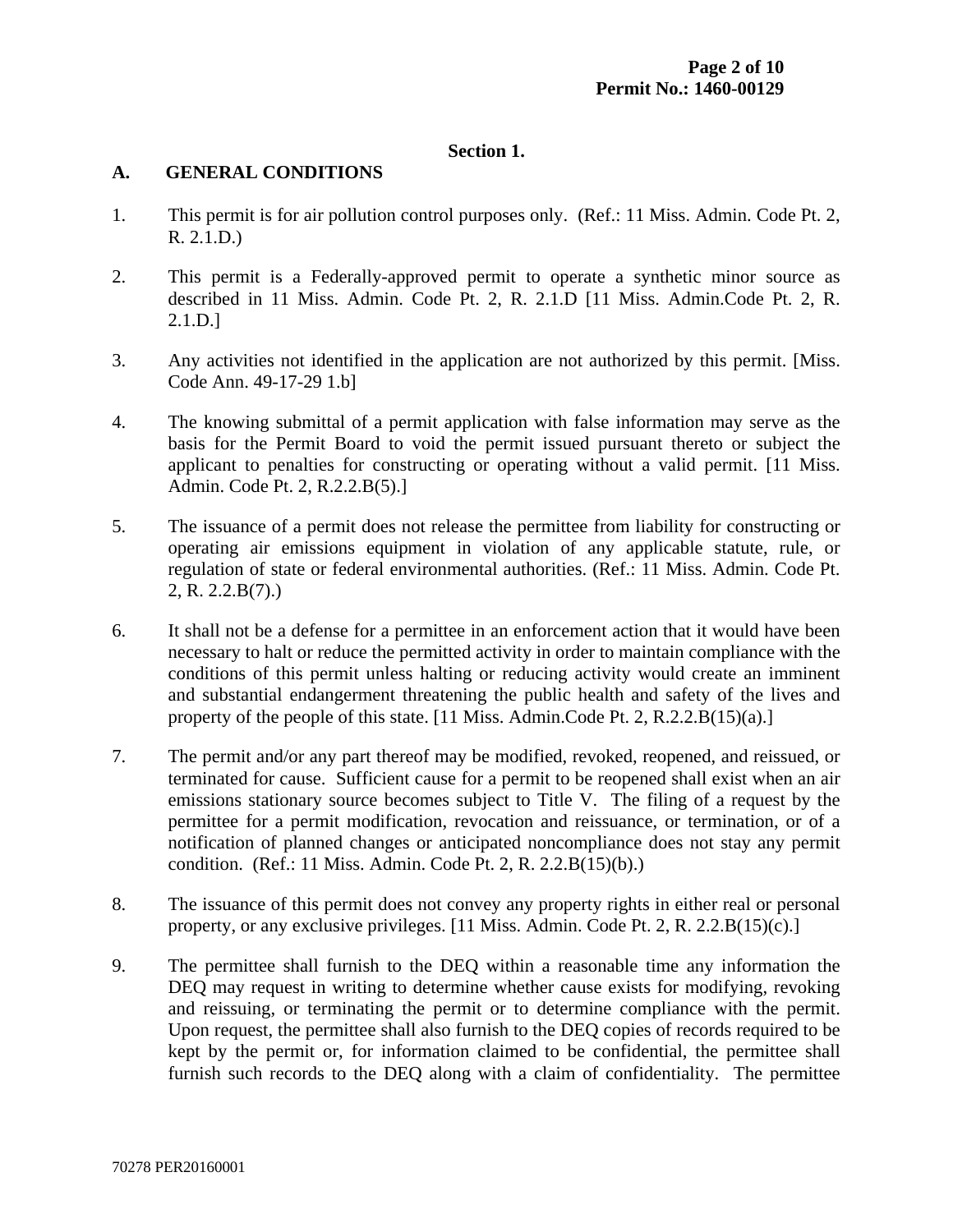## Section 1.

### A. GENERAL CONDITIONS

1. This permit is for air pollution control purposes only. (Ref.: 11 Miss. Admin. Code Pt. 2, R. 2.1.D.)

2. This permit is a Federally-approved permit to operate a synthetic minor source as described in 11 Miss. Admin. Code Pt. 2, R. 2.1.D [11 Miss. Admin.Code Pt. 2, R. 2.1.D.]

3. Any activities not identified in the application are not authorized by this permit. [Miss. Code Ann. 49-17-29 1.b]

4. The knowing submittal of a permit application with false information may serve as the basis for the Permit Board to void the permit issued pursuant thereto or subject the applicant to penalties for constructing or operating without a valid permit. [11 Miss. Admin. Code Pt. 2, R.2.2.B(5).]

5. The issuance of a permit does not release the permittee from liability for constructing or operating air emissions equipment in violation of any applicable statute, rule, or regulation of state or federal environmental authorities. (Ref.: 11 Miss. Admin. Code Pt. 2, R. 2.2.B(7).)

6. It shall not be a defense for a permittee in an enforcement action that it would have been necessary to halt or reduce the permitted activity in order to maintain compliance with the conditions of this permit unless halting or reducing activity would create an imminent and substantial endangerment threatening the public health and safety of the lives and property of the people of this state. [11 Miss. Admin.Code Pt. 2, R.2.2.B(15)(a).]

7. The permit and/or any part thereof may be modified, revoked, reopened, and reissued, or terminated for cause. Sufficient cause for a permit to be reopened shall exist when an air emissions stationary source becomes subject to Title V. The filing of a request by the permittee for a permit modification, revocation and reissuance, or termination, or of a notification of planned changes or anticipated noncompliance does not stay any permit condition. (Ref.: 11 Miss. Admin. Code Pt. 2, R. 2.2.B(15)(b).)

8. The issuance of this permit does not convey any property rights in either real or personal property, or any exclusive privileges. [11 Miss. Admin. Code Pt. 2, R. 2.2.B(15)(c).]

9. The permittee shall furnish to the DEQ within a reasonable time any information the DEQ may request in writing to determine whether cause exists for modifying, revoking and reissuing, or terminating the permit or to determine compliance with the permit. Upon request, the permittee shall also furnish to the DEQ copies of records required to be kept by the permit or, for information claimed to be confidential, the permittee shall furnish such records to the DEQ along with a claim of confidentiality. The permittee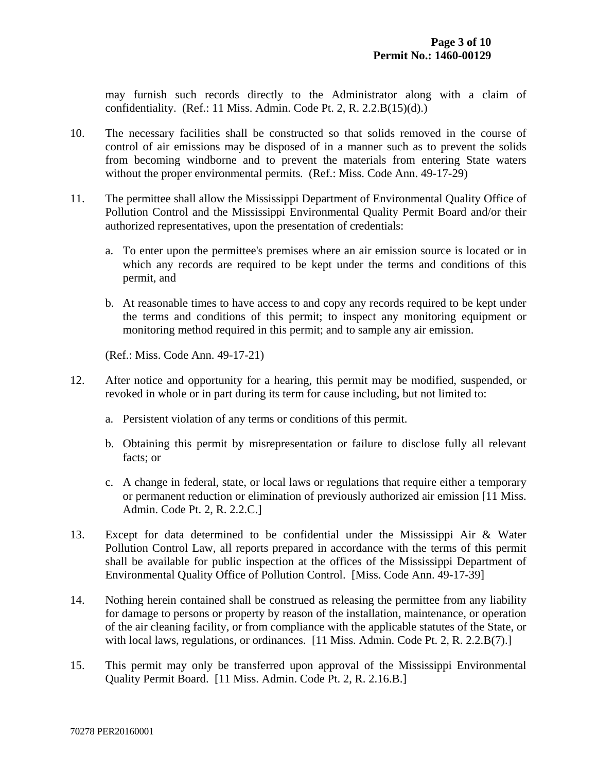may furnish such records directly to the Administrator along with a claim of confidentiality. (Ref.: 11 Miss. Admin. Code Pt. 2, R. 2.2.B(15)(d).)

10. The necessary facilities shall be constructed so that solids removed in the course of control of air emissions may be disposed of in a manner such as to prevent the solids from becoming windborne and to prevent the materials from entering State waters without the proper environmental permits. (Ref.: Miss. Code Ann. 49-17-29)

11. The permittee shall allow the Mississippi Department of Environmental Quality Office of Pollution Control and the Mississippi Environmental Quality Permit Board and/or their authorized representatives, upon the presentation of credentials:

    a. To enter upon the permittee's premises where an air emission source is located or in which any records are required to be kept under the terms and conditions of this permit, and

    b. At reasonable times to have access to and copy any records required to be kept under the terms and conditions of this permit; to inspect any monitoring equipment or monitoring method required in this permit; and to sample any air emission.

    (Ref.: Miss. Code Ann. 49-17-21)

12. After notice and opportunity for a hearing, this permit may be modified, suspended, or revoked in whole or in part during its term for cause including, but not limited to:

    a. Persistent violation of any terms or conditions of this permit.

    b. Obtaining this permit by misrepresentation or failure to disclose fully all relevant facts; or

    c. A change in federal, state, or local laws or regulations that require either a temporary or permanent reduction or elimination of previously authorized air emission [11 Miss. Admin. Code Pt. 2, R. 2.2.C.]

13. Except for data determined to be confidential under the Mississippi Air & Water Pollution Control Law, all reports prepared in accordance with the terms of this permit shall be available for public inspection at the offices of the Mississippi Department of Environmental Quality Office of Pollution Control. [Miss. Code Ann. 49-17-39]

14. Nothing herein contained shall be construed as releasing the permittee from any liability for damage to persons or property by reason of the installation, maintenance, or operation of the air cleaning facility, or from compliance with the applicable statutes of the State, or with local laws, regulations, or ordinances. [11 Miss. Admin. Code Pt. 2, R. 2.2.B(7).]

15. This permit may only be transferred upon approval of the Mississippi Environmental Quality Permit Board. [11 Miss. Admin. Code Pt. 2, R. 2.16.B.]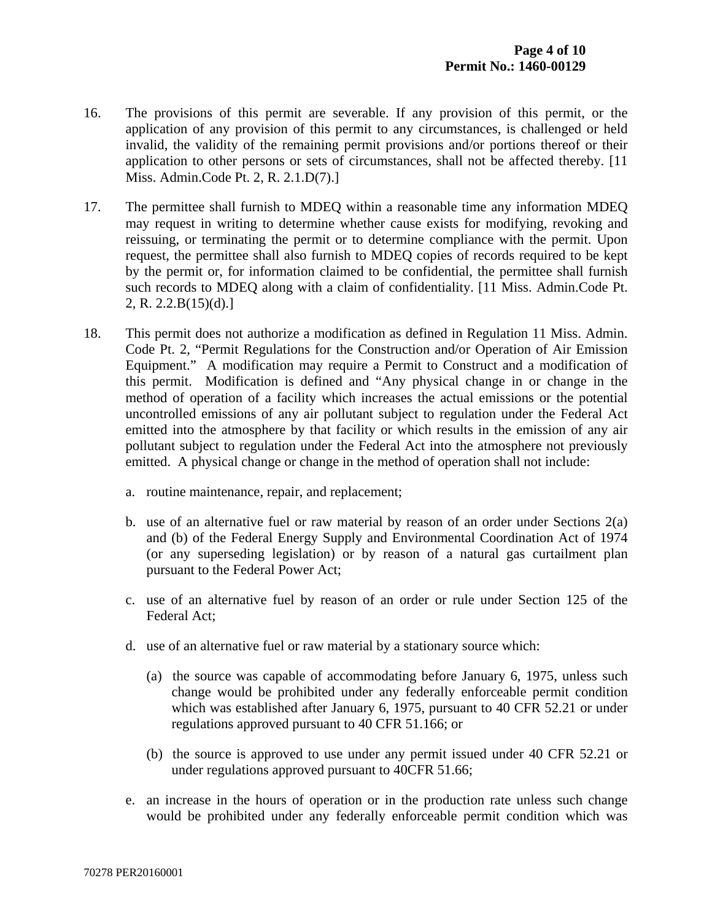16. The provisions of this permit are severable. If any provision of this permit, or the application of any provision of this permit to any circumstances, is challenged or held invalid, the validity of the remaining permit provisions and/or portions thereof or their application to other persons or sets of circumstances, shall not be affected thereby. [11 Miss. Admin.Code Pt. 2, R. 2.1.D(7).]

17. The permittee shall furnish to MDEQ within a reasonable time any information MDEQ may request in writing to determine whether cause exists for modifying, revoking and reissuing, or terminating the permit or to determine compliance with the permit. Upon request, the permittee shall also furnish to MDEQ copies of records required to be kept by the permit or, for information claimed to be confidential, the permittee shall furnish such records to MDEQ along with a claim of confidentiality. [11 Miss. Admin.Code Pt. 2, R. 2.2.B(15)(d).]

18. This permit does not authorize a modification as defined in Regulation 11 Miss. Admin. Code Pt. 2, "Permit Regulations for the Construction and/or Operation of Air Emission Equipment." A modification may require a Permit to Construct and a modification of this permit. Modification is defined and "Any physical change in or change in the method of operation of a facility which increases the actual emissions or the potential uncontrolled emissions of any air pollutant subject to regulation under the Federal Act emitted into the atmosphere by that facility or which results in the emission of any air pollutant subject to regulation under the Federal Act into the atmosphere not previously emitted. A physical change or change in the method of operation shall not include:

    a. routine maintenance, repair, and replacement;

    b. use of an alternative fuel or raw material by reason of an order under Sections 2(a) and (b) of the Federal Energy Supply and Environmental Coordination Act of 1974 (or any superseding legislation) or by reason of a natural gas curtailment plan pursuant to the Federal Power Act;

    c. use of an alternative fuel by reason of an order or rule under Section 125 of the Federal Act;

    d. use of an alternative fuel or raw material by a stationary source which:

        (a) the source was capable of accommodating before January 6, 1975, unless such change would be prohibited under any federally enforceable permit condition which was established after January 6, 1975, pursuant to 40 CFR 52.21 or under regulations approved pursuant to 40 CFR 51.166; or

        (b) the source is approved to use under any permit issued under 40 CFR 52.21 or under regulations approved pursuant to 40CFR 51.66;

    e. an increase in the hours of operation or in the production rate unless such change would be prohibited under any federally enforceable permit condition which was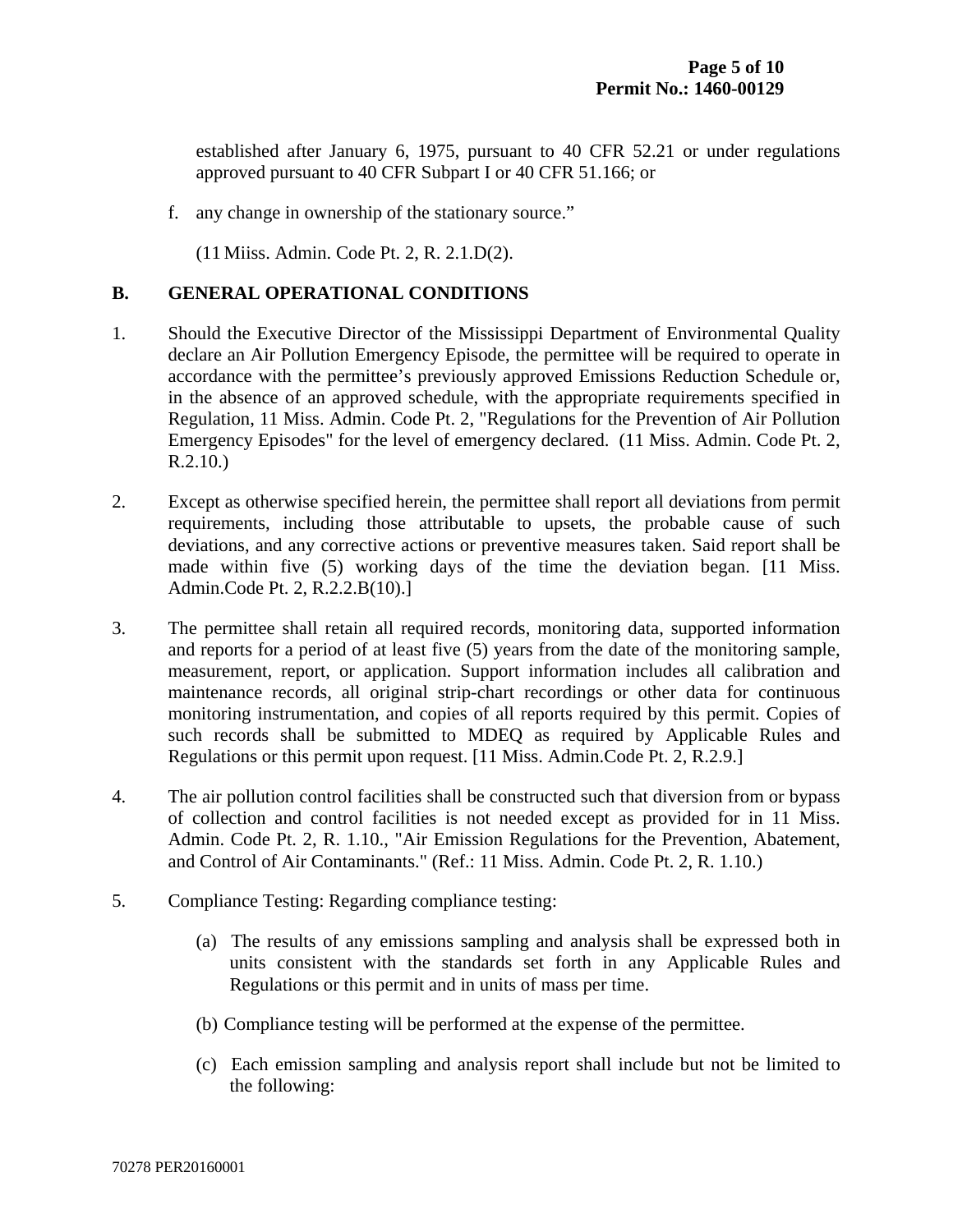established after January 6, 1975, pursuant to 40 CFR 52.21 or under regulations approved pursuant to 40 CFR Subpart I or 40 CFR 51.166; or

f. any change in ownership of the stationary source."

(11 Miiss. Admin. Code Pt. 2, R. 2.1.D(2).

## B. GENERAL OPERATIONAL CONDITIONS

1. Should the Executive Director of the Mississippi Department of Environmental Quality declare an Air Pollution Emergency Episode, the permittee will be required to operate in accordance with the permittee's previously approved Emissions Reduction Schedule or, in the absence of an approved schedule, with the appropriate requirements specified in Regulation, 11 Miss. Admin. Code Pt. 2, "Regulations for the Prevention of Air Pollution Emergency Episodes" for the level of emergency declared. (11 Miss. Admin. Code Pt. 2, R.2.10.)

2. Except as otherwise specified herein, the permittee shall report all deviations from permit requirements, including those attributable to upsets, the probable cause of such deviations, and any corrective actions or preventive measures taken. Said report shall be made within five (5) working days of the time the deviation began. [11 Miss. Admin.Code Pt. 2, R.2.2.B(10).]

3. The permittee shall retain all required records, monitoring data, supported information and reports for a period of at least five (5) years from the date of the monitoring sample, measurement, report, or application. Support information includes all calibration and maintenance records, all original strip-chart recordings or other data for continuous monitoring instrumentation, and copies of all reports required by this permit. Copies of such records shall be submitted to MDEQ as required by Applicable Rules and Regulations or this permit upon request. [11 Miss. Admin.Code Pt. 2, R.2.9.]

4. The air pollution control facilities shall be constructed such that diversion from or bypass of collection and control facilities is not needed except as provided for in 11 Miss. Admin. Code Pt. 2, R. 1.10., "Air Emission Regulations for the Prevention, Abatement, and Control of Air Contaminants." (Ref.: 11 Miss. Admin. Code Pt. 2, R. 1.10.)

5. Compliance Testing: Regarding compliance testing:

   (a) The results of any emissions sampling and analysis shall be expressed both in units consistent with the standards set forth in any Applicable Rules and Regulations or this permit and in units of mass per time.

   (b) Compliance testing will be performed at the expense of the permittee.

   (c) Each emission sampling and analysis report shall include but not be limited to the following: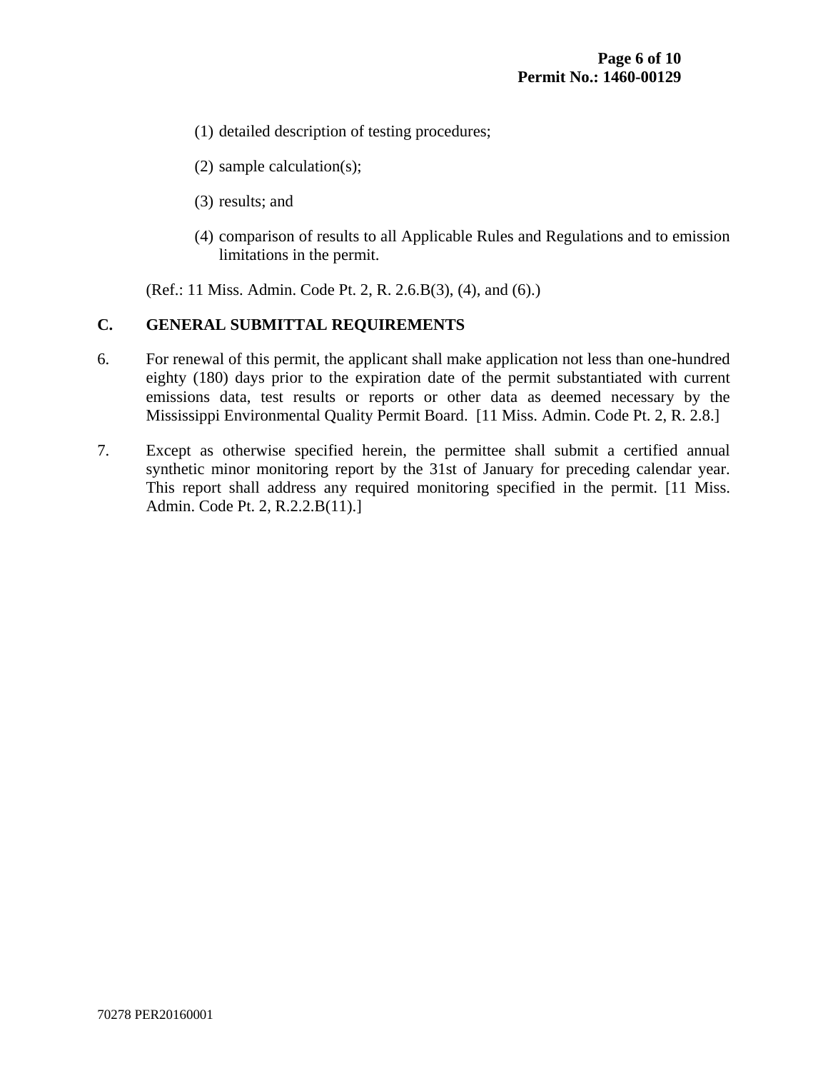(1) detailed description of testing procedures;

(2) sample calculation(s);

(3) results; and

(4) comparison of results to all Applicable Rules and Regulations and to emission limitations in the permit.

(Ref.: 11 Miss. Admin. Code Pt. 2, R. 2.6.B(3), (4), and (6).)

## C. GENERAL SUBMITTAL REQUIREMENTS

6. For renewal of this permit, the applicant shall make application not less than one-hundred eighty (180) days prior to the expiration date of the permit substantiated with current emissions data, test results or reports or other data as deemed necessary by the Mississippi Environmental Quality Permit Board. [11 Miss. Admin. Code Pt. 2, R. 2.8.]

7. Except as otherwise specified herein, the permittee shall submit a certified annual synthetic minor monitoring report by the 31st of January for preceding calendar year. This report shall address any required monitoring specified in the permit. [11 Miss. Admin. Code Pt. 2, R.2.2.B(11).]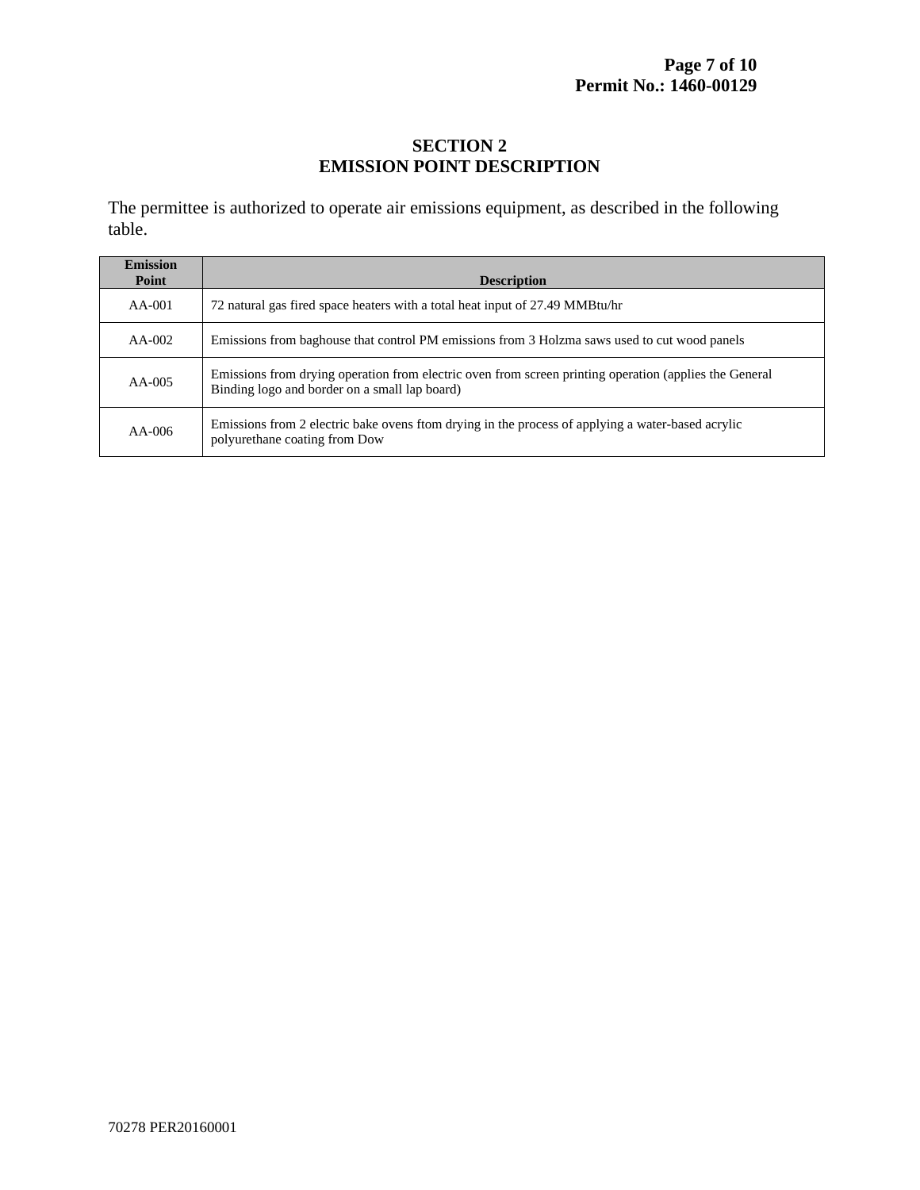# SECTION 2
# EMISSION POINT DESCRIPTION

The permittee is authorized to operate air emissions equipment, as described in the following table.

| Emission Point | Description |
|---|---|
| AA-001 | 72 natural gas fired space heaters with a total heat input of 27.49 MMBtu/hr |
| AA-002 | Emissions from baghouse that control PM emissions from 3 Holzma saws used to cut wood panels |
| AA-005 | Emissions from drying operation from electric oven from screen printing operation (applies the General Binding logo and border on a small lap board) |
| AA-006 | Emissions from 2 electric bake ovens ftom drying in the process of applying a water-based acrylic polyurethane coating from Dow |

70278 PER20160001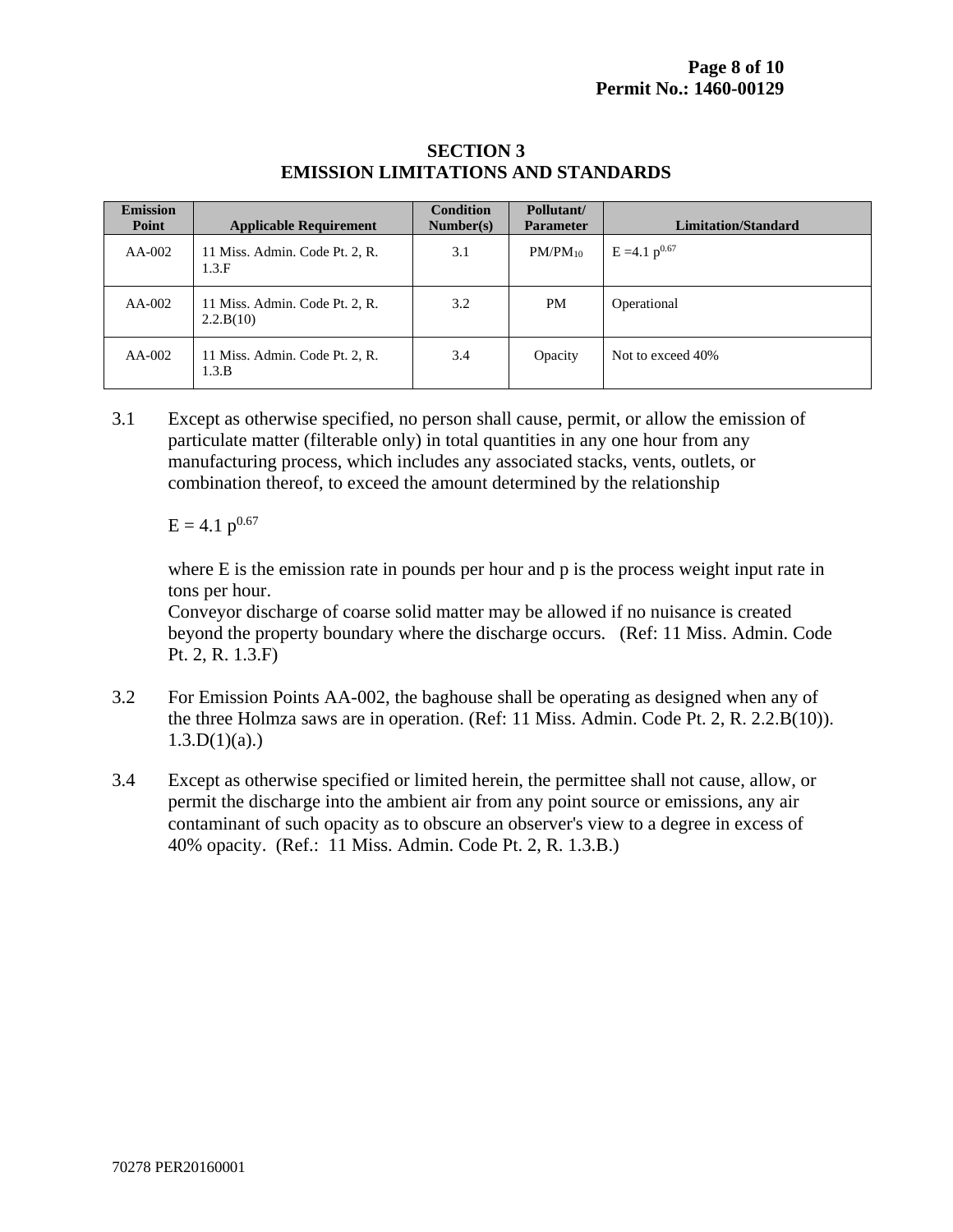## SECTION 3
## EMISSION LIMITATIONS AND STANDARDS

| Emission Point | Applicable Requirement | Condition Number(s) | Pollutant/ Parameter | Limitation/Standard |
|---|---|---|---|---|
| AA-002 | 11 Miss. Admin. Code Pt. 2, R. 1.3.F | 3.1 | $PM/PM_{10}$ | $E = 4.1\ p^{0.67}$ |
| AA-002 | 11 Miss. Admin. Code Pt. 2, R. 2.2.B(10) | 3.2 | PM | Operational |
| AA-002 | 11 Miss. Admin. Code Pt. 2, R. 1.3.B | 3.4 | Opacity | Not to exceed 40% |

3.1 Except as otherwise specified, no person shall cause, permit, or allow the emission of particulate matter (filterable only) in total quantities in any one hour from any manufacturing process, which includes any associated stacks, vents, outlets, or combination thereof, to exceed the amount determined by the relationship

$$E = 4.1\ p^{0.67}$$

where E is the emission rate in pounds per hour and p is the process weight input rate in tons per hour.
Conveyor discharge of coarse solid matter may be allowed if no nuisance is created beyond the property boundary where the discharge occurs. (Ref: 11 Miss. Admin. Code Pt. 2, R. 1.3.F)

3.2 For Emission Points AA-002, the baghouse shall be operating as designed when any of the three Holmza saws are in operation. (Ref: 11 Miss. Admin. Code Pt. 2, R. 2.2.B(10)). 1.3.D(1)(a).)

3.4 Except as otherwise specified or limited herein, the permittee shall not cause, allow, or permit the discharge into the ambient air from any point source or emissions, any air contaminant of such opacity as to obscure an observer's view to a degree in excess of 40% opacity. (Ref.: 11 Miss. Admin. Code Pt. 2, R. 1.3.B.)

70278 PER20160001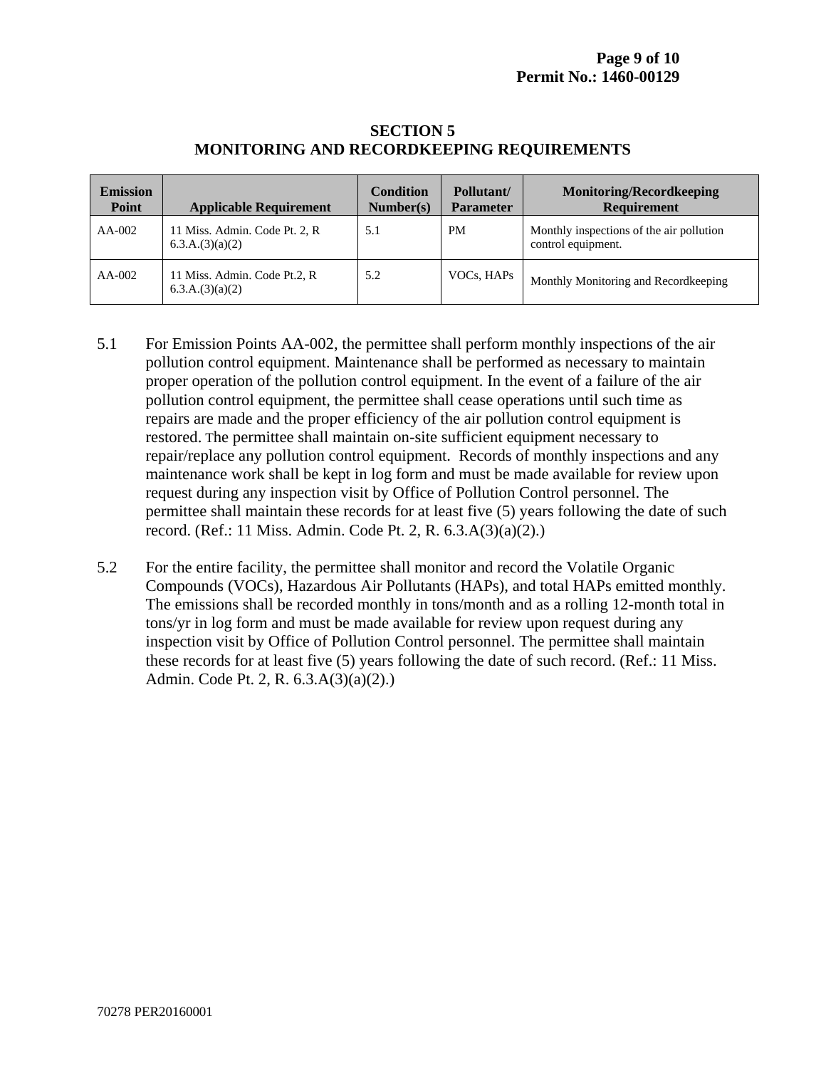## SECTION 5
## MONITORING AND RECORDKEEPING REQUIREMENTS

| Emission Point | Applicable Requirement | Condition Number(s) | Pollutant/ Parameter | Monitoring/Recordkeeping Requirement |
|---|---|---|---|---|
| AA-002 | 11 Miss. Admin. Code Pt. 2, R 6.3.A.(3)(a)(2) | 5.1 | PM | Monthly inspections of the air pollution control equipment. |
| AA-002 | 11 Miss. Admin. Code Pt.2, R 6.3.A.(3)(a)(2) | 5.2 | VOCs, HAPs | Monthly Monitoring and Recordkeeping |

5.1 For Emission Points AA-002, the permittee shall perform monthly inspections of the air pollution control equipment. Maintenance shall be performed as necessary to maintain proper operation of the pollution control equipment. In the event of a failure of the air pollution control equipment, the permittee shall cease operations until such time as repairs are made and the proper efficiency of the air pollution control equipment is restored. The permittee shall maintain on-site sufficient equipment necessary to repair/replace any pollution control equipment. Records of monthly inspections and any maintenance work shall be kept in log form and must be made available for review upon request during any inspection visit by Office of Pollution Control personnel. The permittee shall maintain these records for at least five (5) years following the date of such record. (Ref.: 11 Miss. Admin. Code Pt. 2, R. 6.3.A(3)(a)(2).)

5.2 For the entire facility, the permittee shall monitor and record the Volatile Organic Compounds (VOCs), Hazardous Air Pollutants (HAPs), and total HAPs emitted monthly. The emissions shall be recorded monthly in tons/month and as a rolling 12-month total in tons/yr in log form and must be made available for review upon request during any inspection visit by Office of Pollution Control personnel. The permittee shall maintain these records for at least five (5) years following the date of such record. (Ref.: 11 Miss. Admin. Code Pt. 2, R. 6.3.A(3)(a)(2).)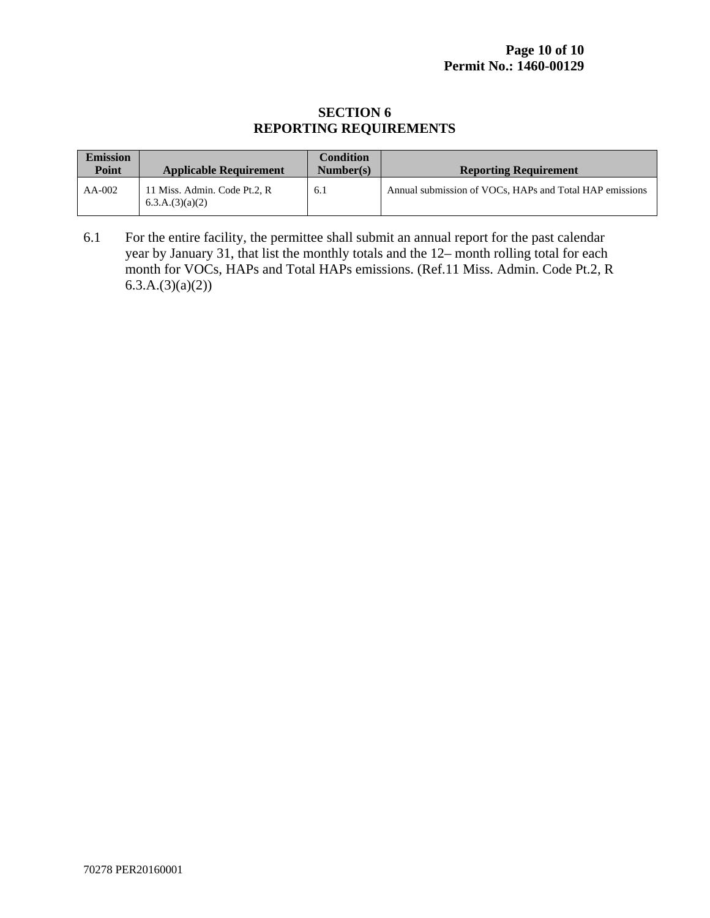## SECTION 6
## REPORTING REQUIREMENTS

| Emission Point | Applicable Requirement | Condition Number(s) | Reporting Requirement |
|---|---|---|---|
| AA-002 | 11 Miss. Admin. Code Pt.2, R 6.3.A.(3)(a)(2) | 6.1 | Annual submission of VOCs, HAPs and Total HAP emissions |

6.1 For the entire facility, the permittee shall submit an annual report for the past calendar year by January 31, that list the monthly totals and the 12– month rolling total for each month for VOCs, HAPs and Total HAPs emissions. (Ref.11 Miss. Admin. Code Pt.2, R 6.3.A.(3)(a)(2))